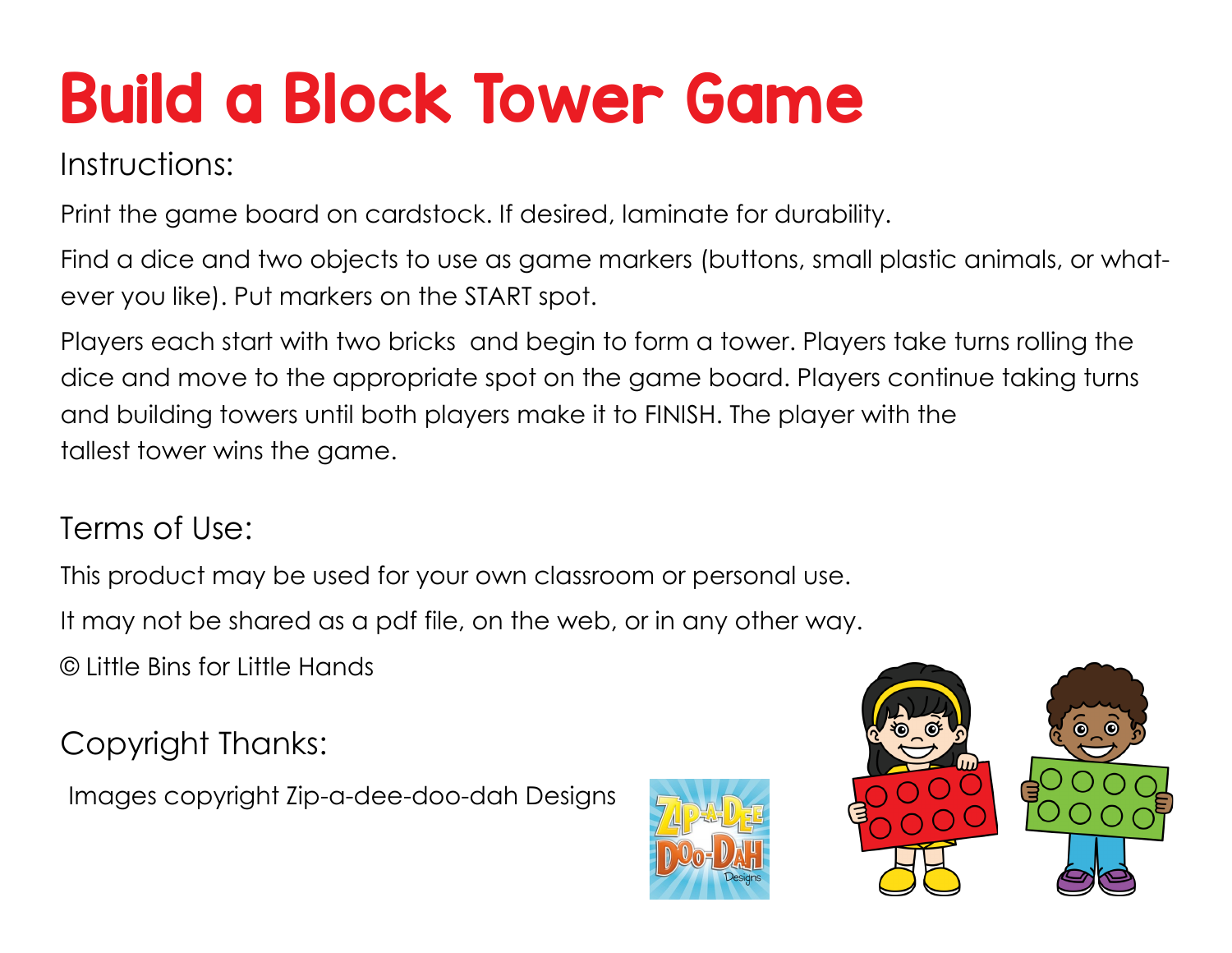# Build a Block Tower Game

## Instructions:

Print the game board on cardstock. If desired, laminate for durability.

Find a dice and two objects to use as game markers (buttons, small plastic animals, or whatever you like). Put markers on the START spot.

Players each start with two bricks and begin to form a tower. Players take turns rolling the dice and move to the appropriate spot on the game board. Players continue taking turns and building towers until both players make it to FINISH. The player with the tallest tower wins the game.

## Terms of Use:

This product may be used for your own classroom or personal use.

It may not be shared as a pdf file, on the web, or in any other way.

© Little Bins for Little Hands

## Copyright Thanks:

Images copyright Zip-a-dee-doo-dah Designs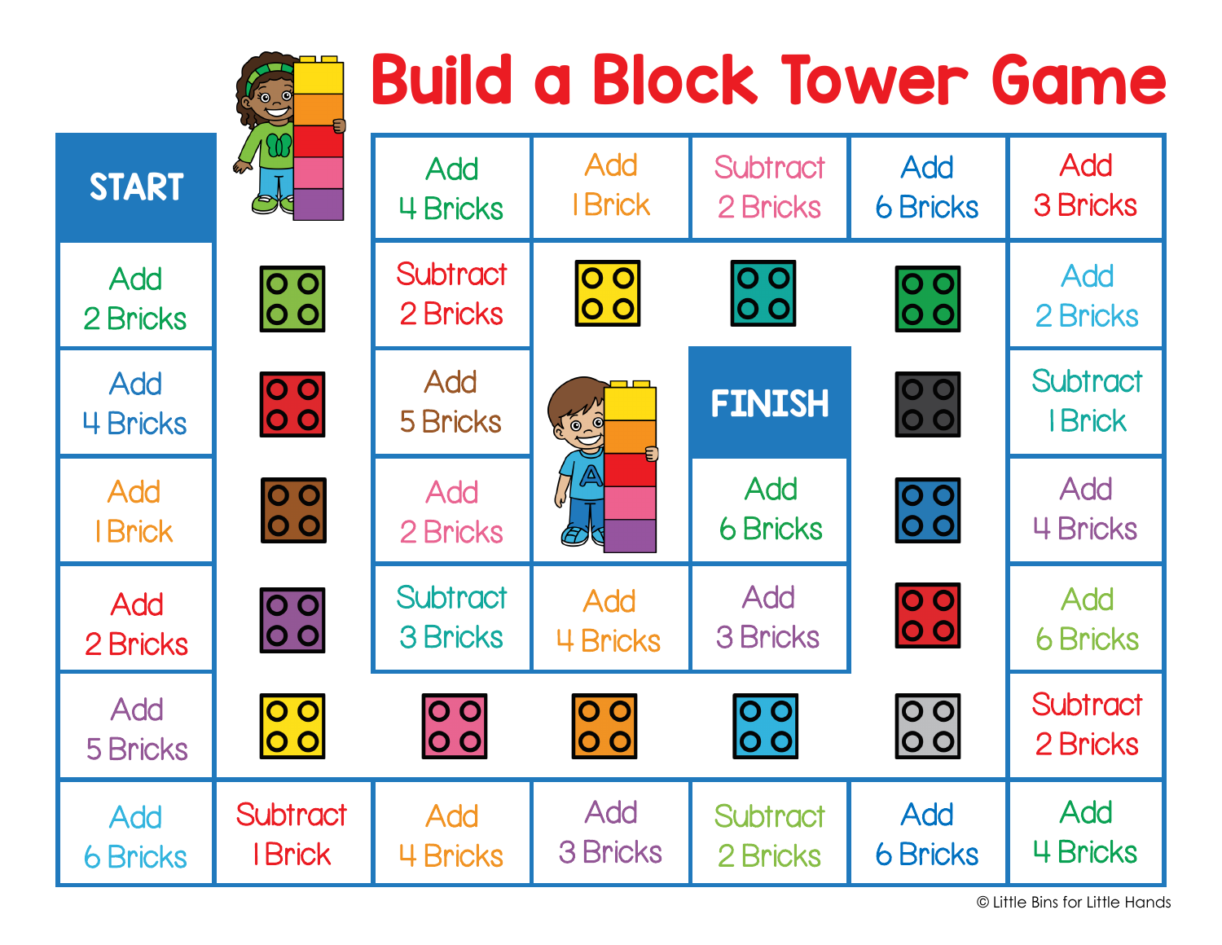# Build a Block Tower Game

| | | | | | | |
|---|---|---|---|---|---|---|
| START | | Add 4 Bricks | Add 1 Brick | Subtract 2 Bricks | Add 6 Bricks | Add 3 Bricks |
| Add 2 Bricks | | Subtract 2 Bricks | | | | Add 2 Bricks |
| Add 4 Bricks | | Add 5 Bricks | | FINISH | | Subtract 1 Brick |
| Add 1 Brick | | Add 2 Bricks | | Add 6 Bricks | | Add 4 Bricks |
| Add 2 Bricks | | Subtract 3 Bricks | Add 4 Bricks | Add 3 Bricks | | Add 6 Bricks |
| Add 5 Bricks | | | | | | Subtract 2 Bricks |
| Add 6 Bricks | Subtract 1 Brick | Add 4 Bricks | Add 3 Bricks | Subtract 2 Bricks | Add 6 Bricks | Add 4 Bricks |

© Little Bins for Little Hands